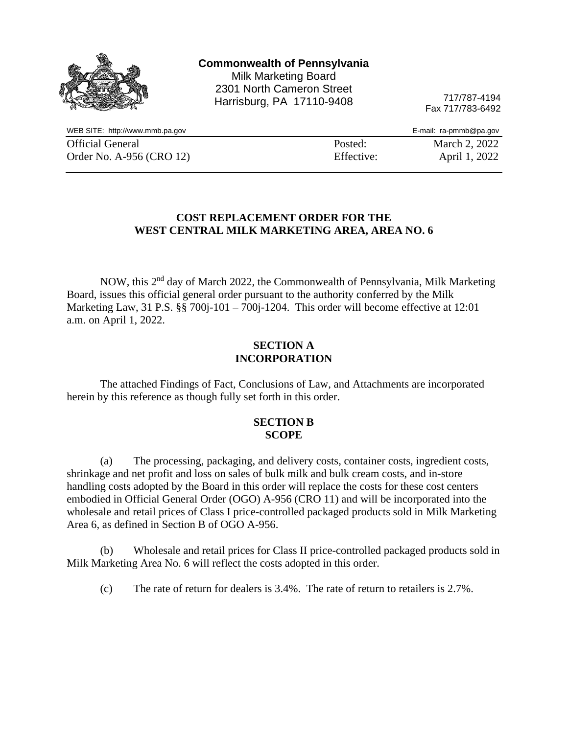**Commonwealth of Pennsylvania**
Milk Marketing Board
2301 North Cameron Street
Harrisburg, PA 17110-9408

717/787-4194
Fax 717/783-6492

WEB SITE: http://www.mmb.pa.gov
E-mail: ra-pmmb@pa.gov

| Official General | Posted: | March 2, 2022 |
|---|---|---|
| Order No. A-956 (CRO 12) | Effective: | April 1, 2022 |

## COST REPLACEMENT ORDER FOR THE WEST CENTRAL MILK MARKETING AREA, AREA NO. 6

NOW, this 2nd day of March 2022, the Commonwealth of Pennsylvania, Milk Marketing Board, issues this official general order pursuant to the authority conferred by the Milk Marketing Law, 31 P.S. §§ 700j-101 – 700j-1204. This order will become effective at 12:01 a.m. on April 1, 2022.

### SECTION A INCORPORATION

The attached Findings of Fact, Conclusions of Law, and Attachments are incorporated herein by this reference as though fully set forth in this order.

### SECTION B SCOPE

(a) The processing, packaging, and delivery costs, container costs, ingredient costs, shrinkage and net profit and loss on sales of bulk milk and bulk cream costs, and in-store handling costs adopted by the Board in this order will replace the costs for these cost centers embodied in Official General Order (OGO) A-956 (CRO 11) and will be incorporated into the wholesale and retail prices of Class I price-controlled packaged products sold in Milk Marketing Area 6, as defined in Section B of OGO A-956.

(b) Wholesale and retail prices for Class II price-controlled packaged products sold in Milk Marketing Area No. 6 will reflect the costs adopted in this order.

(c) The rate of return for dealers is 3.4%. The rate of return to retailers is 2.7%.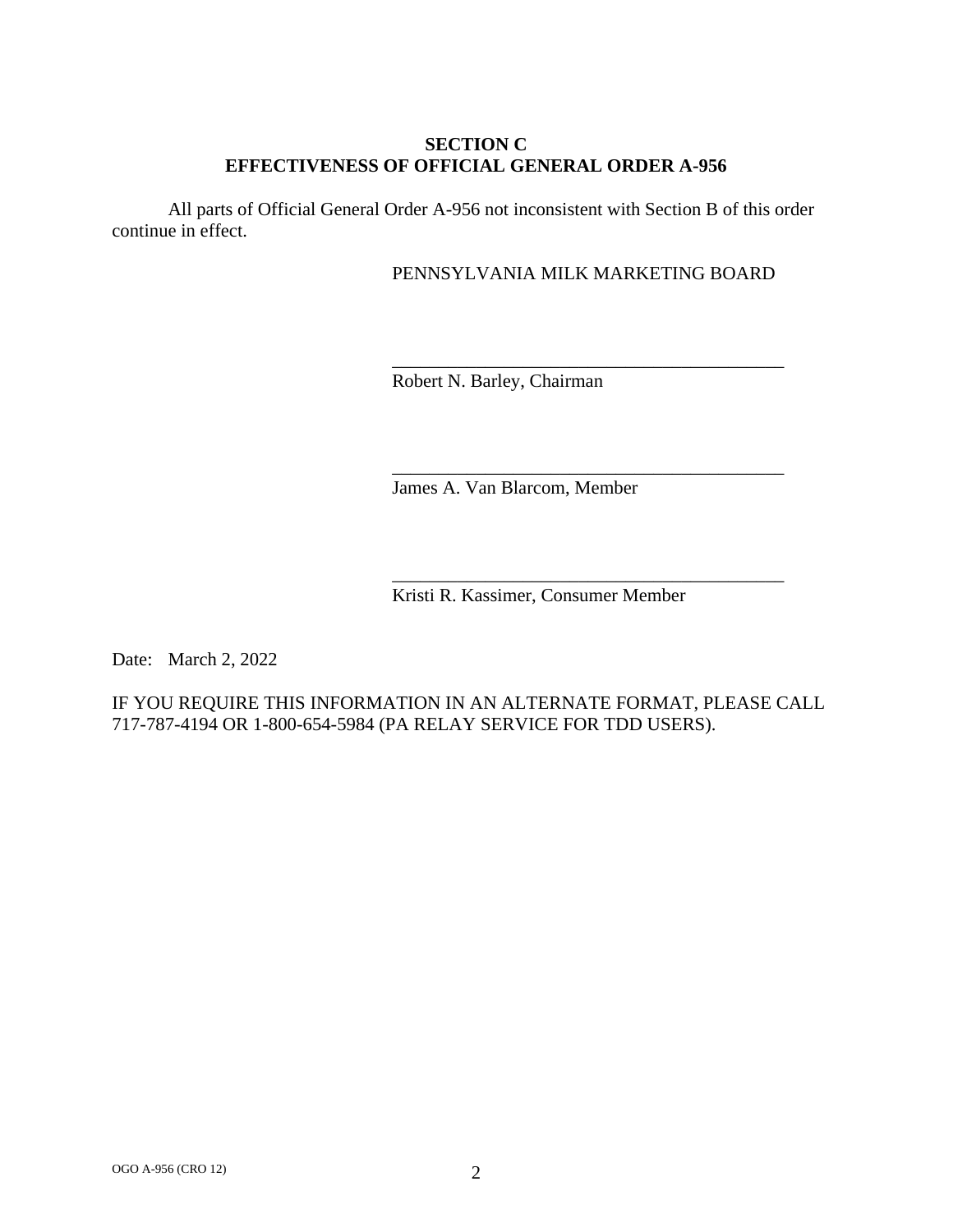## SECTION C
## EFFECTIVENESS OF OFFICIAL GENERAL ORDER A-956

All parts of Official General Order A-956 not inconsistent with Section B of this order continue in effect.

PENNSYLVANIA MILK MARKETING BOARD

\_\_\_\_\_\_\_\_\_\_\_\_\_\_\_\_\_\_\_\_\_\_\_\_\_\_\_\_\_\_\_\_\_\_\_\_\_\_\_\_\_\_\_

Robert N. Barley, Chairman

\_\_\_\_\_\_\_\_\_\_\_\_\_\_\_\_\_\_\_\_\_\_\_\_\_\_\_\_\_\_\_\_\_\_\_\_\_\_\_\_\_\_\_

James A. Van Blarcom, Member

\_\_\_\_\_\_\_\_\_\_\_\_\_\_\_\_\_\_\_\_\_\_\_\_\_\_\_\_\_\_\_\_\_\_\_\_\_\_\_\_\_\_\_

Kristi R. Kassimer, Consumer Member

Date: March 2, 2022

IF YOU REQUIRE THIS INFORMATION IN AN ALTERNATE FORMAT, PLEASE CALL 717-787-4194 OR 1-800-654-5984 (PA RELAY SERVICE FOR TDD USERS).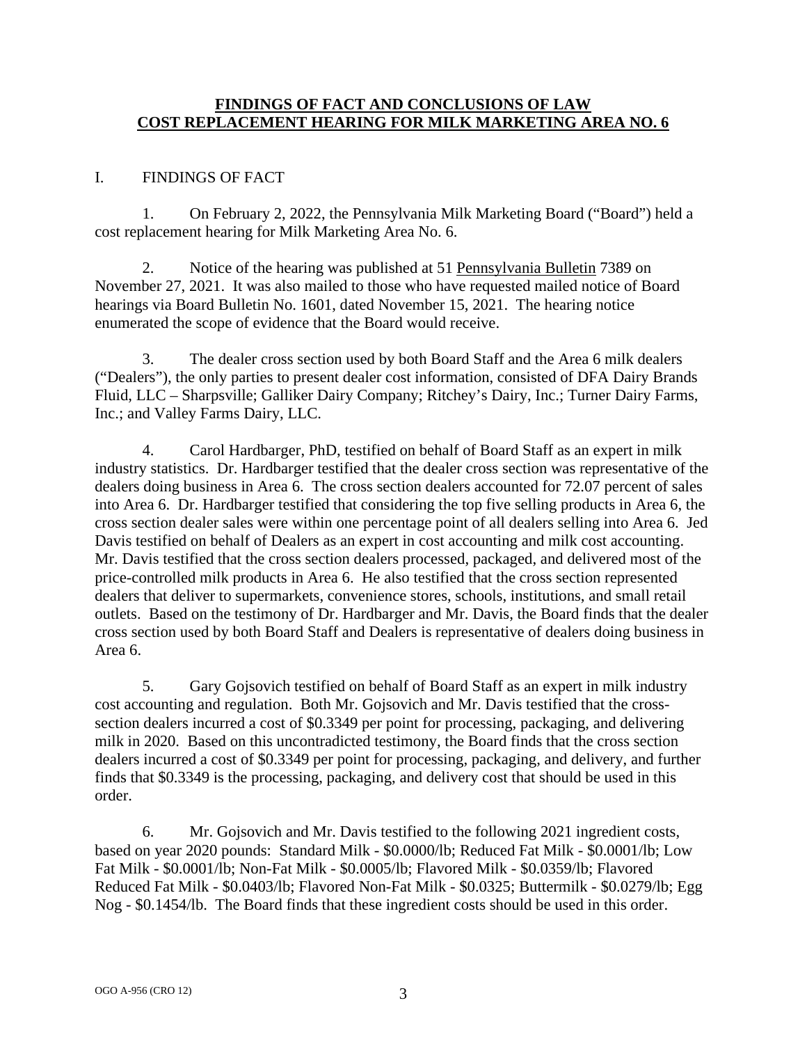## FINDINGS OF FACT AND CONCLUSIONS OF LAW
## COST REPLACEMENT HEARING FOR MILK MARKETING AREA NO. 6

I. FINDINGS OF FACT

1. On February 2, 2022, the Pennsylvania Milk Marketing Board ("Board") held a cost replacement hearing for Milk Marketing Area No. 6.

2. Notice of the hearing was published at 51 Pennsylvania Bulletin 7389 on November 27, 2021. It was also mailed to those who have requested mailed notice of Board hearings via Board Bulletin No. 1601, dated November 15, 2021. The hearing notice enumerated the scope of evidence that the Board would receive.

3. The dealer cross section used by both Board Staff and the Area 6 milk dealers ("Dealers"), the only parties to present dealer cost information, consisted of DFA Dairy Brands Fluid, LLC – Sharpsville; Galliker Dairy Company; Ritchey's Dairy, Inc.; Turner Dairy Farms, Inc.; and Valley Farms Dairy, LLC.

4. Carol Hardbarger, PhD, testified on behalf of Board Staff as an expert in milk industry statistics. Dr. Hardbarger testified that the dealer cross section was representative of the dealers doing business in Area 6. The cross section dealers accounted for 72.07 percent of sales into Area 6. Dr. Hardbarger testified that considering the top five selling products in Area 6, the cross section dealer sales were within one percentage point of all dealers selling into Area 6. Jed Davis testified on behalf of Dealers as an expert in cost accounting and milk cost accounting. Mr. Davis testified that the cross section dealers processed, packaged, and delivered most of the price-controlled milk products in Area 6. He also testified that the cross section represented dealers that deliver to supermarkets, convenience stores, schools, institutions, and small retail outlets. Based on the testimony of Dr. Hardbarger and Mr. Davis, the Board finds that the dealer cross section used by both Board Staff and Dealers is representative of dealers doing business in Area 6.

5. Gary Gojsovich testified on behalf of Board Staff as an expert in milk industry cost accounting and regulation. Both Mr. Gojsovich and Mr. Davis testified that the cross-section dealers incurred a cost of $0.3349 per point for processing, packaging, and delivering milk in 2020. Based on this uncontradicted testimony, the Board finds that the cross section dealers incurred a cost of $0.3349 per point for processing, packaging, and delivery, and further finds that $0.3349 is the processing, packaging, and delivery cost that should be used in this order.

6. Mr. Gojsovich and Mr. Davis testified to the following 2021 ingredient costs, based on year 2020 pounds: Standard Milk - $0.0000/lb; Reduced Fat Milk - $0.0001/lb; Low Fat Milk - $0.0001/lb; Non-Fat Milk - $0.0005/lb; Flavored Milk - $0.0359/lb; Flavored Reduced Fat Milk - $0.0403/lb; Flavored Non-Fat Milk - $0.0325; Buttermilk - $0.0279/lb; Egg Nog - $0.1454/lb. The Board finds that these ingredient costs should be used in this order.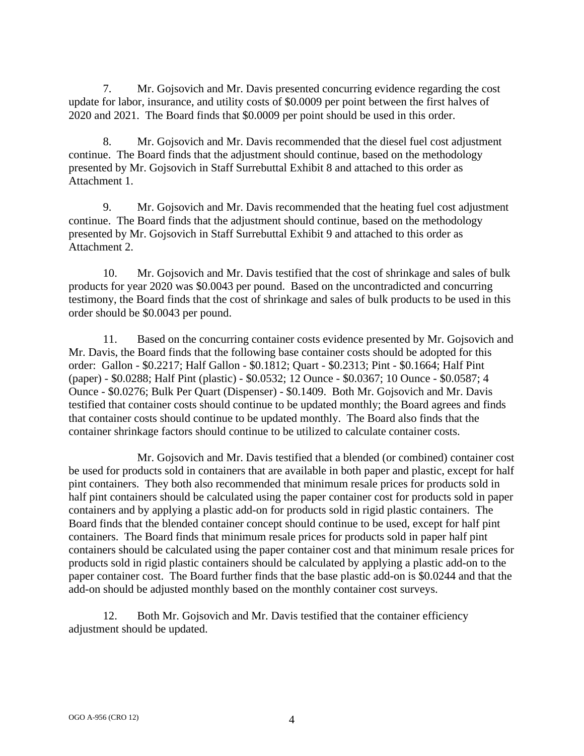7. Mr. Gojsovich and Mr. Davis presented concurring evidence regarding the cost update for labor, insurance, and utility costs of $0.0009 per point between the first halves of 2020 and 2021. The Board finds that $0.0009 per point should be used in this order.

8. Mr. Gojsovich and Mr. Davis recommended that the diesel fuel cost adjustment continue. The Board finds that the adjustment should continue, based on the methodology presented by Mr. Gojsovich in Staff Surrebuttal Exhibit 8 and attached to this order as Attachment 1.

9. Mr. Gojsovich and Mr. Davis recommended that the heating fuel cost adjustment continue. The Board finds that the adjustment should continue, based on the methodology presented by Mr. Gojsovich in Staff Surrebuttal Exhibit 9 and attached to this order as Attachment 2.

10. Mr. Gojsovich and Mr. Davis testified that the cost of shrinkage and sales of bulk products for year 2020 was $0.0043 per pound. Based on the uncontradicted and concurring testimony, the Board finds that the cost of shrinkage and sales of bulk products to be used in this order should be $0.0043 per pound.

11. Based on the concurring container costs evidence presented by Mr. Gojsovich and Mr. Davis, the Board finds that the following base container costs should be adopted for this order: Gallon - $0.2217; Half Gallon - $0.1812; Quart - $0.2313; Pint - $0.1664; Half Pint (paper) - $0.0288; Half Pint (plastic) - $0.0532; 12 Ounce - $0.0367; 10 Ounce - $0.0587; 4 Ounce - $0.0276; Bulk Per Quart (Dispenser) - $0.1409. Both Mr. Gojsovich and Mr. Davis testified that container costs should continue to be updated monthly; the Board agrees and finds that container costs should continue to be updated monthly. The Board also finds that the container shrinkage factors should continue to be utilized to calculate container costs.

Mr. Gojsovich and Mr. Davis testified that a blended (or combined) container cost be used for products sold in containers that are available in both paper and plastic, except for half pint containers. They both also recommended that minimum resale prices for products sold in half pint containers should be calculated using the paper container cost for products sold in paper containers and by applying a plastic add-on for products sold in rigid plastic containers. The Board finds that the blended container concept should continue to be used, except for half pint containers. The Board finds that minimum resale prices for products sold in paper half pint containers should be calculated using the paper container cost and that minimum resale prices for products sold in rigid plastic containers should be calculated by applying a plastic add-on to the paper container cost. The Board further finds that the base plastic add-on is $0.0244 and that the add-on should be adjusted monthly based on the monthly container cost surveys.

12. Both Mr. Gojsovich and Mr. Davis testified that the container efficiency adjustment should be updated.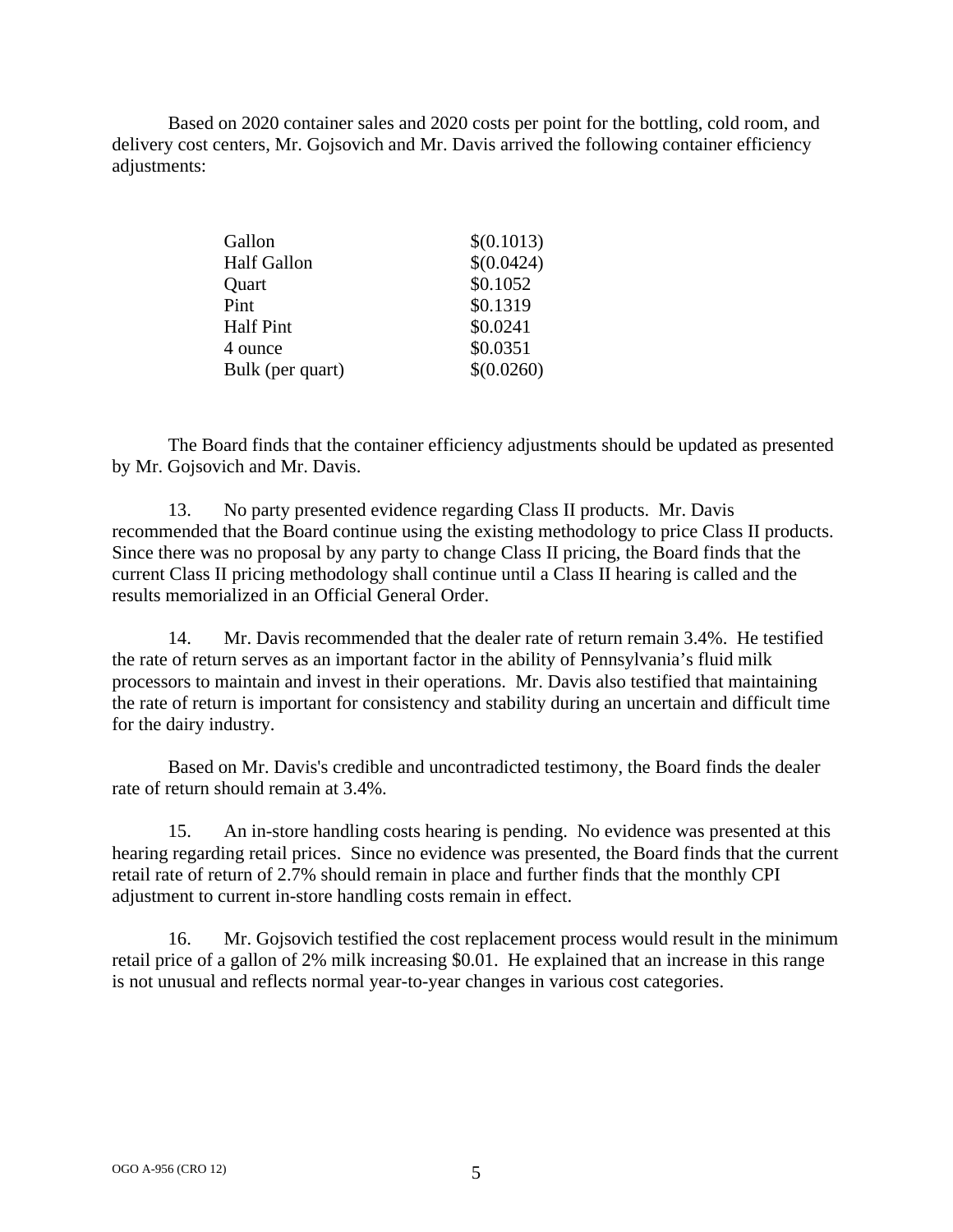Based on 2020 container sales and 2020 costs per point for the bottling, cold room, and delivery cost centers, Mr. Gojsovich and Mr. Davis arrived the following container efficiency adjustments:

| | |
|---|---|
| Gallon | $(0.1013) |
| Half Gallon | $(0.0424) |
| Quart | $0.1052 |
| Pint | $0.1319 |
| Half Pint | $0.0241 |
| 4 ounce | $0.0351 |
| Bulk (per quart) | $(0.0260) |

The Board finds that the container efficiency adjustments should be updated as presented by Mr. Gojsovich and Mr. Davis.

13. No party presented evidence regarding Class II products. Mr. Davis recommended that the Board continue using the existing methodology to price Class II products. Since there was no proposal by any party to change Class II pricing, the Board finds that the current Class II pricing methodology shall continue until a Class II hearing is called and the results memorialized in an Official General Order.

14. Mr. Davis recommended that the dealer rate of return remain 3.4%. He testified the rate of return serves as an important factor in the ability of Pennsylvania's fluid milk processors to maintain and invest in their operations. Mr. Davis also testified that maintaining the rate of return is important for consistency and stability during an uncertain and difficult time for the dairy industry.

Based on Mr. Davis's credible and uncontradicted testimony, the Board finds the dealer rate of return should remain at 3.4%.

15. An in-store handling costs hearing is pending. No evidence was presented at this hearing regarding retail prices. Since no evidence was presented, the Board finds that the current retail rate of return of 2.7% should remain in place and further finds that the monthly CPI adjustment to current in-store handling costs remain in effect.

16. Mr. Gojsovich testified the cost replacement process would result in the minimum retail price of a gallon of 2% milk increasing $0.01. He explained that an increase in this range is not unusual and reflects normal year-to-year changes in various cost categories.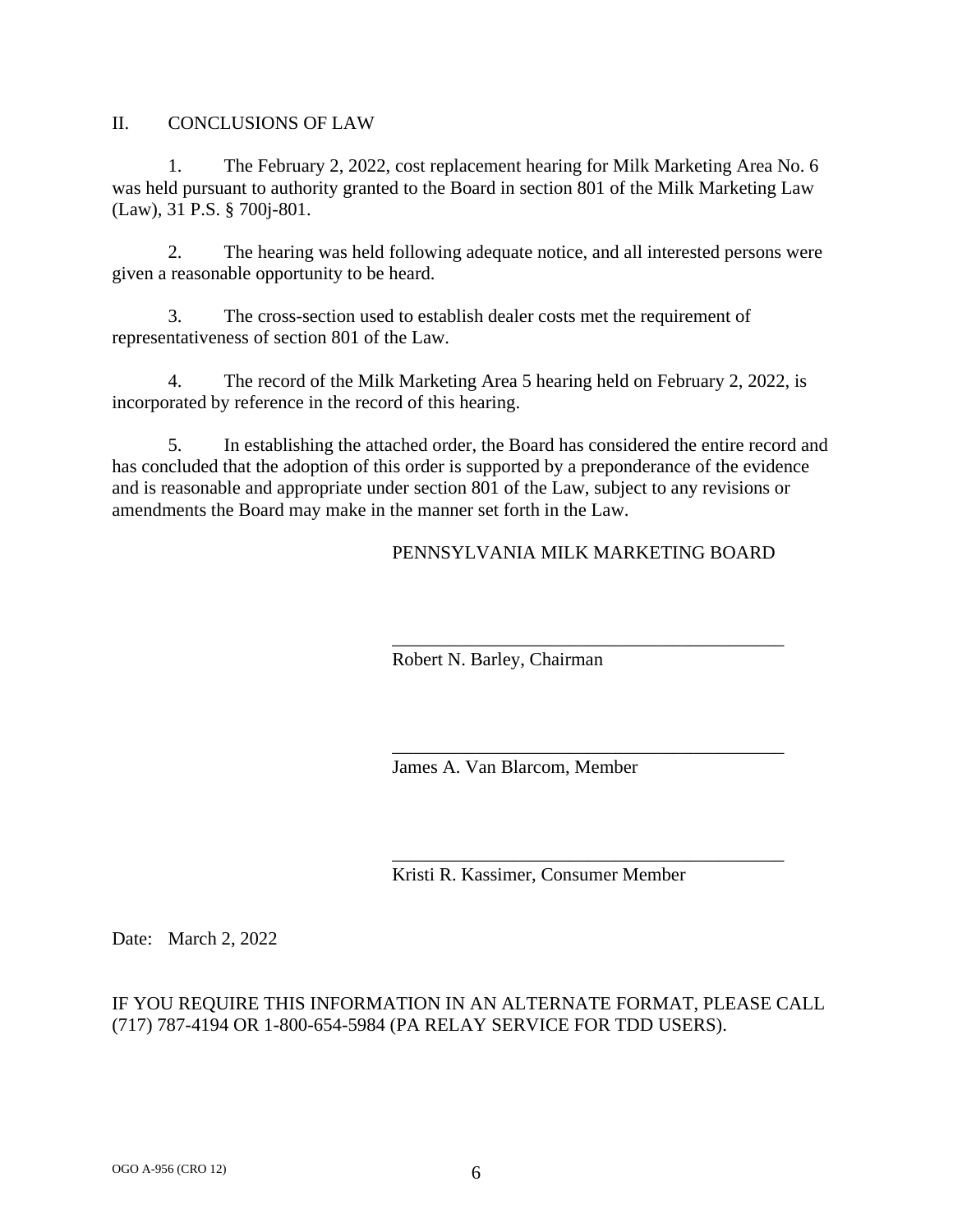## II. CONCLUSIONS OF LAW

1. The February 2, 2022, cost replacement hearing for Milk Marketing Area No. 6 was held pursuant to authority granted to the Board in section 801 of the Milk Marketing Law (Law), 31 P.S. § 700j-801.

2. The hearing was held following adequate notice, and all interested persons were given a reasonable opportunity to be heard.

3. The cross-section used to establish dealer costs met the requirement of representativeness of section 801 of the Law.

4. The record of the Milk Marketing Area 5 hearing held on February 2, 2022, is incorporated by reference in the record of this hearing.

5. In establishing the attached order, the Board has considered the entire record and has concluded that the adoption of this order is supported by a preponderance of the evidence and is reasonable and appropriate under section 801 of the Law, subject to any revisions or amendments the Board may make in the manner set forth in the Law.

PENNSYLVANIA MILK MARKETING BOARD

\_\_\_\_\_\_\_\_\_\_\_\_\_\_\_\_\_\_\_\_\_\_\_\_\_\_\_\_\_\_\_\_\_\_\_\_\_\_\_\_\_\_
Robert N. Barley, Chairman

\_\_\_\_\_\_\_\_\_\_\_\_\_\_\_\_\_\_\_\_\_\_\_\_\_\_\_\_\_\_\_\_\_\_\_\_\_\_\_\_\_\_
James A. Van Blarcom, Member

\_\_\_\_\_\_\_\_\_\_\_\_\_\_\_\_\_\_\_\_\_\_\_\_\_\_\_\_\_\_\_\_\_\_\_\_\_\_\_\_\_\_
Kristi R. Kassimer, Consumer Member

Date: March 2, 2022

IF YOU REQUIRE THIS INFORMATION IN AN ALTERNATE FORMAT, PLEASE CALL (717) 787-4194 OR 1-800-654-5984 (PA RELAY SERVICE FOR TDD USERS).

OGO A-956 (CRO 12)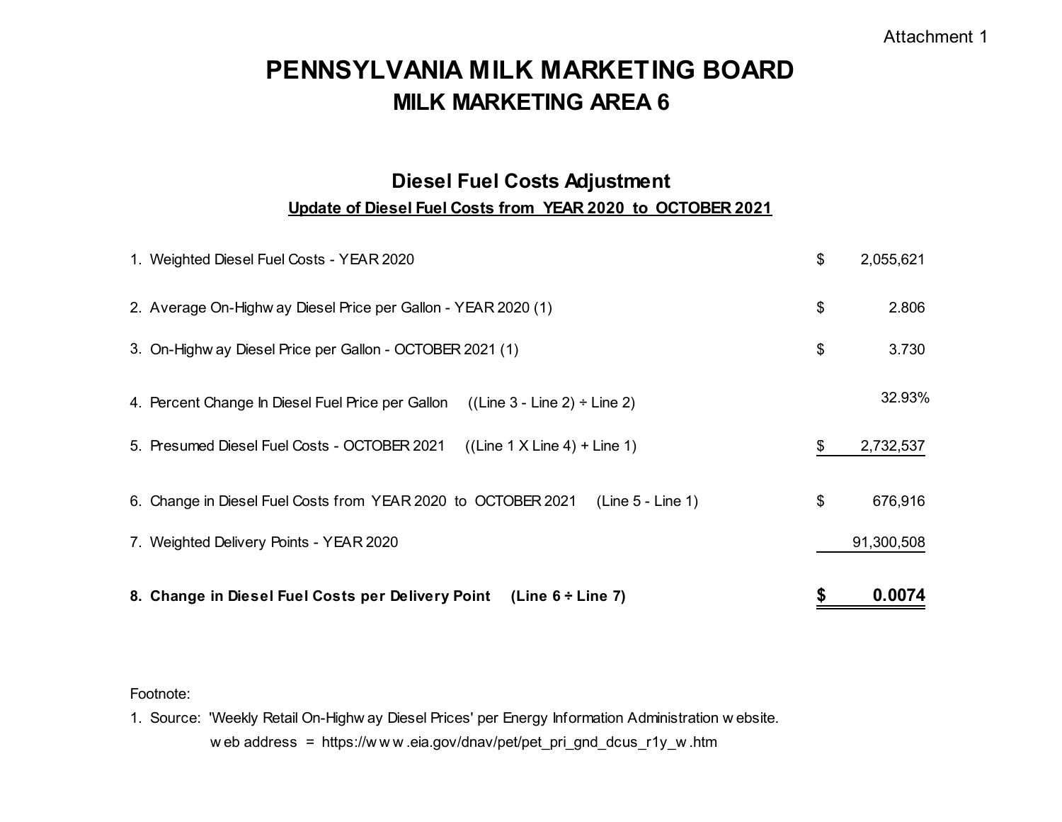Attachment 1

# PENNSYLVANIA MILK MARKETING BOARD
## MILK MARKETING AREA 6

### Diesel Fuel Costs Adjustment

**Update of Diesel Fuel Costs from YEAR 2020 to OCTOBER 2021**

| | | |
|---|---|---|
| 1. Weighted Diesel Fuel Costs - YEAR 2020 | $ | 2,055,621 |
| 2. Average On-Highway Diesel Price per Gallon - YEAR 2020 (1) | $ | 2.806 |
| 3. On-Highway Diesel Price per Gallon - OCTOBER 2021 (1) | $ | 3.730 |
| 4. Percent Change In Diesel Fuel Price per Gallon ((Line 3 - Line 2) ÷ Line 2) | | 32.93% |
| 5. Presumed Diesel Fuel Costs - OCTOBER 2021 ((Line 1 X Line 4) + Line 1) | $ | 2,732,537 |
| 6. Change in Diesel Fuel Costs from YEAR 2020 to OCTOBER 2021 (Line 5 - Line 1) | $ | 676,916 |
| 7. Weighted Delivery Points - YEAR 2020 | | 91,300,508 |
| **8. Change in Diesel Fuel Costs per Delivery Point (Line 6 ÷ Line 7)** | **$** | **0.0074** |

Footnote:

1. Source: 'Weekly Retail On-Highway Diesel Prices' per Energy Information Administration website.
   web address = https://www.eia.gov/dnav/pet/pet_pri_gnd_dcus_r1y_w.htm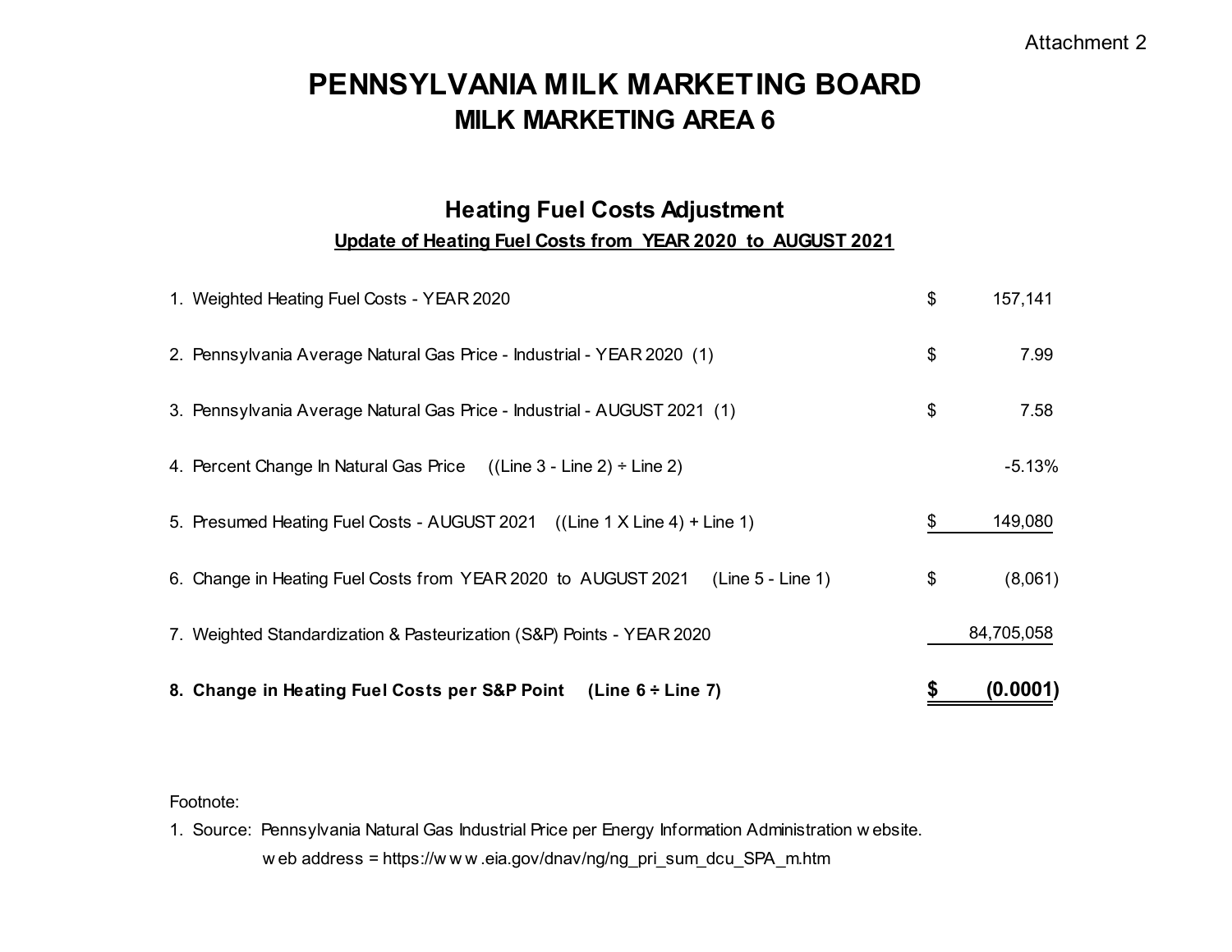Attachment 2

# PENNSYLVANIA MILK MARKETING BOARD
## MILK MARKETING AREA 6

### Heating Fuel Costs Adjustment
**Update of Heating Fuel Costs from YEAR 2020 to AUGUST 2021**

| | | |
|---|---|---|
| 1. Weighted Heating Fuel Costs - YEAR 2020 | $ | 157,141 |
| 2. Pennsylvania Average Natural Gas Price - Industrial - YEAR 2020 (1) | $ | 7.99 |
| 3. Pennsylvania Average Natural Gas Price - Industrial - AUGUST 2021 (1) | $ | 7.58 |
| 4. Percent Change In Natural Gas Price ((Line 3 - Line 2) ÷ Line 2) | | -5.13% |
| 5. Presumed Heating Fuel Costs - AUGUST 2021 ((Line 1 X Line 4) + Line 1) | $ | 149,080 |
| 6. Change in Heating Fuel Costs from YEAR 2020 to AUGUST 2021 (Line 5 - Line 1) | $ | (8,061) |
| 7. Weighted Standardization & Pasteurization (S&P) Points - YEAR 2020 | | 84,705,058 |
| **8. Change in Heating Fuel Costs per S&P Point (Line 6 ÷ Line 7)** | **$** | **(0.0001)** |

Footnote:

1. Source: Pennsylvania Natural Gas Industrial Price per Energy Information Administration website.
   web address = https://www.eia.gov/dnav/ng/ng_pri_sum_dcu_SPA_m.htm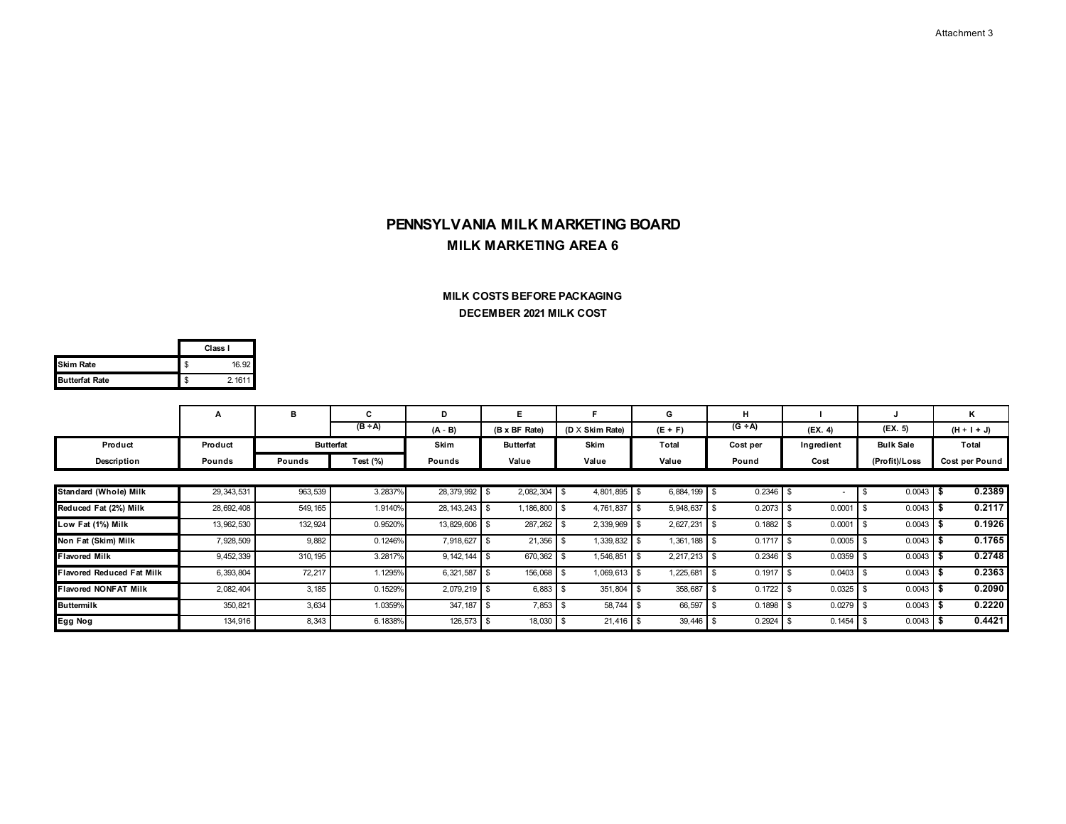Attachment 3

# PENNSYLVANIA MILK MARKETING BOARD

## MILK MARKETING AREA 6

### MILK COSTS BEFORE PACKAGING

### DECEMBER 2021 MILK COST

| | Class I |
|---|---|
| Skim Rate | $ 16.92 |
| Butterfat Rate | $ 2.1611 |

| | A | B | C | D | E | F | G | H | I | J | K |
|---|---|---|---|---|---|---|---|---|---|---|---|
| | | | (B ÷ A) | (A - B) | (B x BF Rate) | (D X Skim Rate) | (E + F) | (G ÷ A) | (EX. 4) | (EX. 5) | (H + I + J) |
| Product | Product | Butterfat | | Skim | Butterfat | Skim | Total | Cost per | Ingredient | Bulk Sale | Total |
| Description | Pounds | Pounds | Test (%) | Pounds | Value | Value | Value | Pound | Cost | (Profit)/Loss | Cost per Pound |
| Standard (Whole) Milk | 29,343,531 | 963,539 | 3.2837% | 28,379,992 | $ 2,082,304 | $ 4,801,895 | $ 6,884,199 | $ 0.2346 | $ - | $ 0.0043 | **$ 0.2389** |
| Reduced Fat (2%) Milk | 28,692,408 | 549,165 | 1.9140% | 28,143,243 | $ 1,186,800 | $ 4,761,837 | $ 5,948,637 | $ 0.2073 | $ 0.0001 | $ 0.0043 | **$ 0.2117** |
| Low Fat (1%) Milk | 13,962,530 | 132,924 | 0.9520% | 13,829,606 | $ 287,262 | $ 2,339,969 | $ 2,627,231 | $ 0.1882 | $ 0.0001 | $ 0.0043 | **$ 0.1926** |
| Non Fat (Skim) Milk | 7,928,509 | 9,882 | 0.1246% | 7,918,627 | $ 21,356 | $ 1,339,832 | $ 1,361,188 | $ 0.1717 | $ 0.0005 | $ 0.0043 | **$ 0.1765** |
| Flavored Milk | 9,452,339 | 310,195 | 3.2817% | 9,142,144 | $ 670,362 | $ 1,546,851 | $ 2,217,213 | $ 0.2346 | $ 0.0359 | $ 0.0043 | **$ 0.2748** |
| Flavored Reduced Fat Milk | 6,393,804 | 72,217 | 1.1295% | 6,321,587 | $ 156,068 | $ 1,069,613 | $ 1,225,681 | $ 0.1917 | $ 0.0403 | $ 0.0043 | **$ 0.2363** |
| Flavored NONFAT Milk | 2,082,404 | 3,185 | 0.1529% | 2,079,219 | $ 6,883 | $ 351,804 | $ 358,687 | $ 0.1722 | $ 0.0325 | $ 0.0043 | **$ 0.2090** |
| Buttermilk | 350,821 | 3,634 | 1.0359% | 347,187 | $ 7,853 | $ 58,744 | $ 66,597 | $ 0.1898 | $ 0.0279 | $ 0.0043 | **$ 0.2220** |
| Egg Nog | 134,916 | 8,343 | 6.1838% | 126,573 | $ 18,030 | $ 21,416 | $ 39,446 | $ 0.2924 | $ 0.1454 | $ 0.0043 | **$ 0.4421** |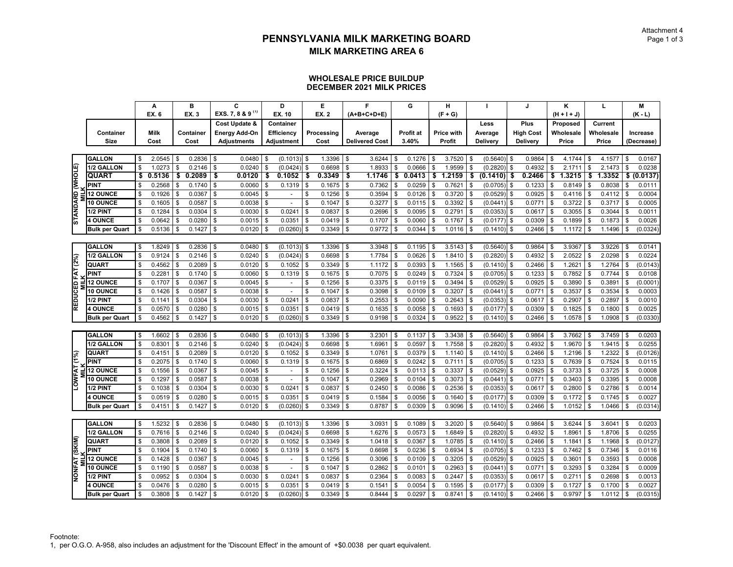Attachment 4

# PENNSYLVANIA MILK MARKETING BOARD
## MILK MARKETING AREA 6

### WHOLESALE PRICE BUILDUP
### DECEMBER 2021 MILK PRICES

| | | A | B | C | D | E | F | G | H | I | J | K | L | M |
|---|---|---|---|---|---|---|---|---|---|---|---|---|---|---|
| | | EX. 6 | EX. 3 | EXS. 7, 8 & 9 [1] | EX. 10 | EX. 2 | (A+B+C+D+E) | | (F + G) | | | (H + I + J) | | (K - L) |
| | Container Size | Milk Cost | Container Cost | Cost Update & Energy Add-On Adjustments | Container Efficiency Adjustment | Processing Cost | Average Delivered Cost | Profit at 3.40% | Price with Profit | Less Average Delivery | Plus High Cost Delivery | Proposed Wholesale Price | Current Wholesale Price | Increase (Decrease) |
| STANDARD (WHOLE) MILK | GALLON | $ 2.0545 | $ 0.2836 | $ 0.0480 | $ (0.1013) | $ 1.3396 | $ 3.6244 | $ 0.1276 | $ 3.7520 | $ (0.5640) | $ 0.9864 | $ 4.1744 | $ 4.1577 | $ 0.0167 |
| | 1/2 GALLON | $ 1.0273 | $ 0.2146 | $ 0.0240 | $ (0.0424) | $ 0.6698 | $ 1.8933 | $ 0.0666 | $ 1.9599 | $ (0.2820) | $ 0.4932 | $ 2.1711 | $ 2.1473 | $ 0.0238 |
| | **QUART** | **$ 0.5136** | **$ 0.2089** | **$ 0.0120** | **$ 0.1052** | **$ 0.3349** | **$ 1.1746** | **$ 0.0413** | **$ 1.2159** | **$ (0.1410)** | **$ 0.2466** | **$ 1.3215** | **$ 1.3352** | **$ (0.0137)** |
| | PINT | $ 0.2568 | $ 0.1740 | $ 0.0060 | $ 0.1319 | $ 0.1675 | $ 0.7362 | $ 0.0259 | $ 0.7621 | $ (0.0705) | $ 0.1233 | $ 0.8149 | $ 0.8038 | $ 0.0111 |
| | 12 OUNCE | $ 0.1926 | $ 0.0367 | $ 0.0045 | $ - | $ 0.1256 | $ 0.3594 | $ 0.0126 | $ 0.3720 | $ (0.0529) | $ 0.0925 | $ 0.4116 | $ 0.4112 | $ 0.0004 |
| | 10 OUNCE | $ 0.1605 | $ 0.0587 | $ 0.0038 | $ - | $ 0.1047 | $ 0.3277 | $ 0.0115 | $ 0.3392 | $ (0.0441) | $ 0.0771 | $ 0.3722 | $ 0.3717 | $ 0.0005 |
| | 1/2 PINT | $ 0.1284 | $ 0.0304 | $ 0.0030 | $ 0.0241 | $ 0.0837 | $ 0.2696 | $ 0.0095 | $ 0.2791 | $ (0.0353) | $ 0.0617 | $ 0.3055 | $ 0.3044 | $ 0.0011 |
| | 4 OUNCE | $ 0.0642 | $ 0.0280 | $ 0.0015 | $ 0.0351 | $ 0.0419 | $ 0.1707 | $ 0.0060 | $ 0.1767 | $ (0.0177) | $ 0.0309 | $ 0.1899 | $ 0.1873 | $ 0.0026 |
| | Bulk per Quart | $ 0.5136 | $ 0.1427 | $ 0.0120 | $ (0.0260) | $ 0.3349 | $ 0.9772 | $ 0.0344 | $ 1.0116 | $ (0.1410) | $ 0.2466 | $ 1.1172 | $ 1.1496 | $ (0.0324) |
| REDUCED FAT (2%) MILK | GALLON | $ 1.8249 | $ 0.2836 | $ 0.0480 | $ (0.1013) | $ 1.3396 | $ 3.3948 | $ 0.1195 | $ 3.5143 | $ (0.5640) | $ 0.9864 | $ 3.9367 | $ 3.9226 | $ 0.0141 |
| | 1/2 GALLON | $ 0.9124 | $ 0.2146 | $ 0.0240 | $ (0.0424) | $ 0.6698 | $ 1.7784 | $ 0.0626 | $ 1.8410 | $ (0.2820) | $ 0.4932 | $ 2.0522 | $ 2.0298 | $ 0.0224 |
| | QUART | $ 0.4562 | $ 0.2089 | $ 0.0120 | $ 0.1052 | $ 0.3349 | $ 1.1172 | $ 0.0393 | $ 1.1565 | $ (0.1410) | $ 0.2466 | $ 1.2621 | $ 1.2764 | $ (0.0143) |
| | PINT | $ 0.2281 | $ 0.1740 | $ 0.0060 | $ 0.1319 | $ 0.1675 | $ 0.7075 | $ 0.0249 | $ 0.7324 | $ (0.0705) | $ 0.1233 | $ 0.7852 | $ 0.7744 | $ 0.0108 |
| | 12 OUNCE | $ 0.1707 | $ 0.0367 | $ 0.0045 | $ - | $ 0.1256 | $ 0.3375 | $ 0.0119 | $ 0.3494 | $ (0.0529) | $ 0.0925 | $ 0.3890 | $ 0.3891 | $ (0.0001) |
| | 10 OUNCE | $ 0.1426 | $ 0.0587 | $ 0.0038 | $ - | $ 0.1047 | $ 0.3098 | $ 0.0109 | $ 0.3207 | $ (0.0441) | $ 0.0771 | $ 0.3537 | $ 0.3534 | $ 0.0003 |
| | 1/2 PINT | $ 0.1141 | $ 0.0304 | $ 0.0030 | $ 0.0241 | $ 0.0837 | $ 0.2553 | $ 0.0090 | $ 0.2643 | $ (0.0353) | $ 0.0617 | $ 0.2907 | $ 0.2897 | $ 0.0010 |
| | 4 OUNCE | $ 0.0570 | $ 0.0280 | $ 0.0015 | $ 0.0351 | $ 0.0419 | $ 0.1635 | $ 0.0058 | $ 0.1693 | $ (0.0177) | $ 0.0309 | $ 0.1825 | $ 0.1800 | $ 0.0025 |
| | Bulk per Quart | $ 0.4562 | $ 0.1427 | $ 0.0120 | $ (0.0260) | $ 0.3349 | $ 0.9198 | $ 0.0324 | $ 0.9522 | $ (0.1410) | $ 0.2466 | $ 1.0578 | $ 1.0908 | $ (0.0330) |
| LOWFAT (1%) MILK | GALLON | $ 1.6602 | $ 0.2836 | $ 0.0480 | $ (0.1013) | $ 1.3396 | $ 3.2301 | $ 0.1137 | $ 3.3438 | $ (0.5640) | $ 0.9864 | $ 3.7662 | $ 3.7459 | $ 0.0203 |
| | 1/2 GALLON | $ 0.8301 | $ 0.2146 | $ 0.0240 | $ (0.0424) | $ 0.6698 | $ 1.6961 | $ 0.0597 | $ 1.7558 | $ (0.2820) | $ 0.4932 | $ 1.9670 | $ 1.9415 | $ 0.0255 |
| | QUART | $ 0.4151 | $ 0.2089 | $ 0.0120 | $ 0.1052 | $ 0.3349 | $ 1.0761 | $ 0.0379 | $ 1.1140 | $ (0.1410) | $ 0.2466 | $ 1.2196 | $ 1.2322 | $ (0.0126) |
| | PINT | $ 0.2075 | $ 0.1740 | $ 0.0060 | $ 0.1319 | $ 0.1675 | $ 0.6869 | $ 0.0242 | $ 0.7111 | $ (0.0705) | $ 0.1233 | $ 0.7639 | $ 0.7524 | $ 0.0115 |
| | 12 OUNCE | $ 0.1556 | $ 0.0367 | $ 0.0045 | $ - | $ 0.1256 | $ 0.3224 | $ 0.0113 | $ 0.3337 | $ (0.0529) | $ 0.0925 | $ 0.3733 | $ 0.3725 | $ 0.0008 |
| | 10 OUNCE | $ 0.1297 | $ 0.0587 | $ 0.0038 | $ - | $ 0.1047 | $ 0.2969 | $ 0.0104 | $ 0.3073 | $ (0.0441) | $ 0.0771 | $ 0.3403 | $ 0.3395 | $ 0.0008 |
| | 1/2 PINT | $ 0.1038 | $ 0.0304 | $ 0.0030 | $ 0.0241 | $ 0.0837 | $ 0.2450 | $ 0.0086 | $ 0.2536 | $ (0.0353) | $ 0.0617 | $ 0.2800 | $ 0.2786 | $ 0.0014 |
| | 4 OUNCE | $ 0.0519 | $ 0.0280 | $ 0.0015 | $ 0.0351 | $ 0.0419 | $ 0.1584 | $ 0.0056 | $ 0.1640 | $ (0.0177) | $ 0.0309 | $ 0.1772 | $ 0.1745 | $ 0.0027 |
| | Bulk per Quart | $ 0.4151 | $ 0.1427 | $ 0.0120 | $ (0.0260) | $ 0.3349 | $ 0.8787 | $ 0.0309 | $ 0.9096 | $ (0.1410) | $ 0.2466 | $ 1.0152 | $ 1.0466 | $ (0.0314) |
| NONFAT (SKIM) MILK | GALLON | $ 1.5232 | $ 0.2836 | $ 0.0480 | $ (0.1013) | $ 1.3396 | $ 3.0931 | $ 0.1089 | $ 3.2020 | $ (0.5640) | $ 0.9864 | $ 3.6244 | $ 3.6041 | $ 0.0203 |
| | 1/2 GALLON | $ 0.7616 | $ 0.2146 | $ 0.0240 | $ (0.0424) | $ 0.6698 | $ 1.6276 | $ 0.0573 | $ 1.6849 | $ (0.2820) | $ 0.4932 | $ 1.8961 | $ 1.8706 | $ 0.0255 |
| | QUART | $ 0.3808 | $ 0.2089 | $ 0.0120 | $ 0.1052 | $ 0.3349 | $ 1.0418 | $ 0.0367 | $ 1.0785 | $ (0.1410) | $ 0.2466 | $ 1.1841 | $ 1.1968 | $ (0.0127) |
| | PINT | $ 0.1904 | $ 0.1740 | $ 0.0060 | $ 0.1319 | $ 0.1675 | $ 0.6698 | $ 0.0236 | $ 0.6934 | $ (0.0705) | $ 0.1233 | $ 0.7462 | $ 0.7346 | $ 0.0116 |
| | 12 OUNCE | $ 0.1428 | $ 0.0367 | $ 0.0045 | $ - | $ 0.1256 | $ 0.3096 | $ 0.0109 | $ 0.3205 | $ (0.0529) | $ 0.0925 | $ 0.3601 | $ 0.3593 | $ 0.0008 |
| | 10 OUNCE | $ 0.1190 | $ 0.0587 | $ 0.0038 | $ - | $ 0.1047 | $ 0.2862 | $ 0.0101 | $ 0.2963 | $ (0.0441) | $ 0.0771 | $ 0.3293 | $ 0.3284 | $ 0.0009 |
| | 1/2 PINT | $ 0.0952 | $ 0.0304 | $ 0.0030 | $ 0.0241 | $ 0.0837 | $ 0.2364 | $ 0.0083 | $ 0.2447 | $ (0.0353) | $ 0.0617 | $ 0.2711 | $ 0.2698 | $ 0.0013 |
| | 4 OUNCE | $ 0.0476 | $ 0.0280 | $ 0.0015 | $ 0.0351 | $ 0.0419 | $ 0.1541 | $ 0.0054 | $ 0.1595 | $ (0.0177) | $ 0.0309 | $ 0.1727 | $ 0.1700 | $ 0.0027 |
| | Bulk per Quart | $ 0.3808 | $ 0.1427 | $ 0.0120 | $ (0.0260) | $ 0.3349 | $ 0.8444 | $ 0.0297 | $ 0.8741 | $ (0.1410) | $ 0.2466 | $ 0.9797 | $ 1.0112 | $ (0.0315) |

Footnote:
1, per O.G.O. A-958, also includes an adjustment for the 'Discount Effect' in the amount of +$0.0038 per quart equivalent.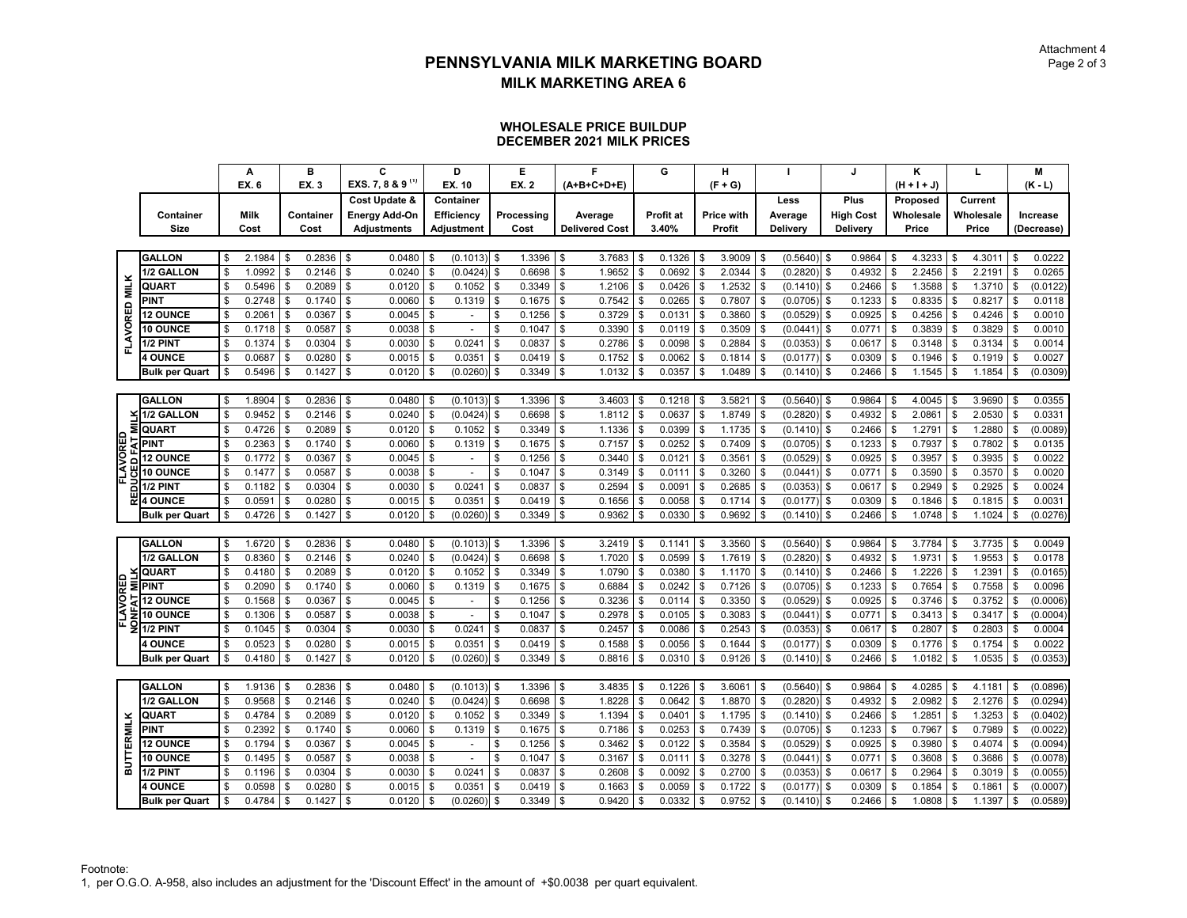# PENNSYLVANIA MILK MARKETING BOARD

## MILK MARKETING AREA 6

### WHOLESALE PRICE BUILDUP
### DECEMBER 2021 MILK PRICES

| | Container Size | A<br>EX. 6<br>Milk Cost | B<br>EX. 3<br>Container Cost | C<br>EXS. 7, 8 & 9 [1]<br>Cost Update & Energy Add-On Adjustments | D<br>EX. 10<br>Container Efficiency Adjustment | E<br>EX. 2<br>Processing Cost | F<br>(A+B+C+D+E)<br>Average Delivered Cost | G<br>Profit at 3.40% | H<br>(F + G)<br>Price with Profit | I<br>Less Average Delivery | J<br>Plus High Cost Delivery | K<br>(H + I + J)<br>Proposed Wholesale Price | L<br>Current Wholesale Price | M<br>(K - L)<br>Increase (Decrease) |
|---|---|---|---|---|---|---|---|---|---|---|---|---|---|---|
| FLAVORED MILK | GALLON | $ 2.1984 | $ 0.2836 | $ 0.0480 | $ (0.1013) | $ 1.3396 | $ 3.7683 | $ 0.1326 | $ 3.9009 | $ (0.5640) | $ 0.9864 | $ 4.3233 | $ 4.3011 | $ 0.0222 |
| | 1/2 GALLON | $ 1.0992 | $ 0.2146 | $ 0.0240 | $ (0.0424) | $ 0.6698 | $ 1.9652 | $ 0.0692 | $ 2.0344 | $ (0.2820) | $ 0.4932 | $ 2.2456 | $ 2.2191 | $ 0.0265 |
| | QUART | $ 0.5496 | $ 0.2089 | $ 0.0120 | $ 0.1052 | $ 0.3349 | $ 1.2106 | $ 0.0426 | $ 1.2532 | $ (0.1410) | $ 0.2466 | $ 1.3588 | $ 1.3710 | $ (0.0122) |
| | PINT | $ 0.2748 | $ 0.1740 | $ 0.0060 | $ 0.1319 | $ 0.1675 | $ 0.7542 | $ 0.0265 | $ 0.7807 | $ (0.0705) | $ 0.1233 | $ 0.8335 | $ 0.8217 | $ 0.0118 |
| | 12 OUNCE | $ 0.2061 | $ 0.0367 | $ 0.0045 | $ - | $ 0.1256 | $ 0.3729 | $ 0.0131 | $ 0.3860 | $ (0.0529) | $ 0.0925 | $ 0.4256 | $ 0.4246 | $ 0.0010 |
| | 10 OUNCE | $ 0.1718 | $ 0.0587 | $ 0.0038 | $ - | $ 0.1047 | $ 0.3390 | $ 0.0119 | $ 0.3509 | $ (0.0441) | $ 0.0771 | $ 0.3839 | $ 0.3829 | $ 0.0010 |
| | 1/2 PINT | $ 0.1374 | $ 0.0304 | $ 0.0030 | $ 0.0241 | $ 0.0837 | $ 0.2786 | $ 0.0098 | $ 0.2884 | $ (0.0353) | $ 0.0617 | $ 0.3148 | $ 0.3134 | $ 0.0014 |
| | 4 OUNCE | $ 0.0687 | $ 0.0280 | $ 0.0015 | $ 0.0351 | $ 0.0419 | $ 0.1752 | $ 0.0062 | $ 0.1814 | $ (0.0177) | $ 0.0309 | $ 0.1946 | $ 0.1919 | $ 0.0027 |
| | Bulk per Quart | $ 0.5496 | $ 0.1427 | $ 0.0120 | $ (0.0260) | $ 0.3349 | $ 1.0132 | $ 0.0357 | $ 1.0489 | $ (0.1410) | $ 0.2466 | $ 1.1545 | $ 1.1854 | $ (0.0309) |
| FLAVORED REDUCED FAT MILK | GALLON | $ 1.8904 | $ 0.2836 | $ 0.0480 | $ (0.1013) | $ 1.3396 | $ 3.4603 | $ 0.1218 | $ 3.5821 | $ (0.5640) | $ 0.9864 | $ 4.0045 | $ 3.9690 | $ 0.0355 |
| | 1/2 GALLON | $ 0.9452 | $ 0.2146 | $ 0.0240 | $ (0.0424) | $ 0.6698 | $ 1.8112 | $ 0.0637 | $ 1.8749 | $ (0.2820) | $ 0.4932 | $ 2.0861 | $ 2.0530 | $ 0.0331 |
| | QUART | $ 0.4726 | $ 0.2089 | $ 0.0120 | $ 0.1052 | $ 0.3349 | $ 1.1336 | $ 0.0399 | $ 1.1735 | $ (0.1410) | $ 0.2466 | $ 1.2791 | $ 1.2880 | $ (0.0089) |
| | PINT | $ 0.2363 | $ 0.1740 | $ 0.0060 | $ 0.1319 | $ 0.1675 | $ 0.7157 | $ 0.0252 | $ 0.7409 | $ (0.0705) | $ 0.1233 | $ 0.7937 | $ 0.7802 | $ 0.0135 |
| | 12 OUNCE | $ 0.1772 | $ 0.0367 | $ 0.0045 | $ - | $ 0.1256 | $ 0.3440 | $ 0.0121 | $ 0.3561 | $ (0.0529) | $ 0.0925 | $ 0.3957 | $ 0.3935 | $ 0.0022 |
| | 10 OUNCE | $ 0.1477 | $ 0.0587 | $ 0.0038 | $ - | $ 0.1047 | $ 0.3149 | $ 0.0111 | $ 0.3260 | $ (0.0441) | $ 0.0771 | $ 0.3590 | $ 0.3570 | $ 0.0020 |
| | 1/2 PINT | $ 0.1182 | $ 0.0304 | $ 0.0030 | $ 0.0241 | $ 0.0837 | $ 0.2594 | $ 0.0091 | $ 0.2685 | $ (0.0353) | $ 0.0617 | $ 0.2949 | $ 0.2925 | $ 0.0024 |
| | 4 OUNCE | $ 0.0591 | $ 0.0280 | $ 0.0015 | $ 0.0351 | $ 0.0419 | $ 0.1656 | $ 0.0058 | $ 0.1714 | $ (0.0177) | $ 0.0309 | $ 0.1846 | $ 0.1815 | $ 0.0031 |
| | Bulk per Quart | $ 0.4726 | $ 0.1427 | $ 0.0120 | $ (0.0260) | $ 0.3349 | $ 0.9362 | $ 0.0330 | $ 0.9692 | $ (0.1410) | $ 0.2466 | $ 1.0748 | $ 1.1024 | $ (0.0276) |
| FLAVORED NONFAT MILK | GALLON | $ 1.6720 | $ 0.2836 | $ 0.0480 | $ (0.1013) | $ 1.3396 | $ 3.2419 | $ 0.1141 | $ 3.3560 | $ (0.5640) | $ 0.9864 | $ 3.7784 | $ 3.7735 | $ 0.0049 |
| | 1/2 GALLON | $ 0.8360 | $ 0.2146 | $ 0.0240 | $ (0.0424) | $ 0.6698 | $ 1.7020 | $ 0.0599 | $ 1.7619 | $ (0.2820) | $ 0.4932 | $ 1.9731 | $ 1.9553 | $ 0.0178 |
| | QUART | $ 0.4180 | $ 0.2089 | $ 0.0120 | $ 0.1052 | $ 0.3349 | $ 1.0790 | $ 0.0380 | $ 1.1170 | $ (0.1410) | $ 0.2466 | $ 1.2226 | $ 1.2391 | $ (0.0165) |
| | PINT | $ 0.2090 | $ 0.1740 | $ 0.0060 | $ 0.1319 | $ 0.1675 | $ 0.6884 | $ 0.0242 | $ 0.7126 | $ (0.0705) | $ 0.1233 | $ 0.7654 | $ 0.7558 | $ 0.0096 |
| | 12 OUNCE | $ 0.1568 | $ 0.0367 | $ 0.0045 | $ - | $ 0.1256 | $ 0.3236 | $ 0.0114 | $ 0.3350 | $ (0.0529) | $ 0.0925 | $ 0.3746 | $ 0.3752 | $ (0.0006) |
| | 10 OUNCE | $ 0.1306 | $ 0.0587 | $ 0.0038 | $ - | $ 0.1047 | $ 0.2978 | $ 0.0105 | $ 0.3083 | $ (0.0441) | $ 0.0771 | $ 0.3413 | $ 0.3417 | $ (0.0004) |
| | 1/2 PINT | $ 0.1045 | $ 0.0304 | $ 0.0030 | $ 0.0241 | $ 0.0837 | $ 0.2457 | $ 0.0086 | $ 0.2543 | $ (0.0353) | $ 0.0617 | $ 0.2807 | $ 0.2803 | $ 0.0004 |
| | 4 OUNCE | $ 0.0523 | $ 0.0280 | $ 0.0015 | $ 0.0351 | $ 0.0419 | $ 0.1588 | $ 0.0056 | $ 0.1644 | $ (0.0177) | $ 0.0309 | $ 0.1776 | $ 0.1754 | $ 0.0022 |
| | Bulk per Quart | $ 0.4180 | $ 0.1427 | $ 0.0120 | $ (0.0260) | $ 0.3349 | $ 0.8816 | $ 0.0310 | $ 0.9126 | $ (0.1410) | $ 0.2466 | $ 1.0182 | $ 1.0535 | $ (0.0353) |
| BUTTERMILK | GALLON | $ 1.9136 | $ 0.2836 | $ 0.0480 | $ (0.1013) | $ 1.3396 | $ 3.4835 | $ 0.1226 | $ 3.6061 | $ (0.5640) | $ 0.9864 | $ 4.0285 | $ 4.1181 | $ (0.0896) |
| | 1/2 GALLON | $ 0.9568 | $ 0.2146 | $ 0.0240 | $ (0.0424) | $ 0.6698 | $ 1.8228 | $ 0.0642 | $ 1.8870 | $ (0.2820) | $ 0.4932 | $ 2.0982 | $ 2.1276 | $ (0.0294) |
| | QUART | $ 0.4784 | $ 0.2089 | $ 0.0120 | $ 0.1052 | $ 0.3349 | $ 1.1394 | $ 0.0401 | $ 1.1795 | $ (0.1410) | $ 0.2466 | $ 1.2851 | $ 1.3253 | $ (0.0402) |
| | PINT | $ 0.2392 | $ 0.1740 | $ 0.0060 | $ 0.1319 | $ 0.1675 | $ 0.7186 | $ 0.0253 | $ 0.7439 | $ (0.0705) | $ 0.1233 | $ 0.7967 | $ 0.7989 | $ (0.0022) |
| | 12 OUNCE | $ 0.1794 | $ 0.0367 | $ 0.0045 | $ - | $ 0.1256 | $ 0.3462 | $ 0.0122 | $ 0.3584 | $ (0.0529) | $ 0.0925 | $ 0.3980 | $ 0.4074 | $ (0.0094) |
| | 10 OUNCE | $ 0.1495 | $ 0.0587 | $ 0.0038 | $ - | $ 0.1047 | $ 0.3167 | $ 0.0111 | $ 0.3278 | $ (0.0441) | $ 0.0771 | $ 0.3608 | $ 0.3686 | $ (0.0078) |
| | 1/2 PINT | $ 0.1196 | $ 0.0304 | $ 0.0030 | $ 0.0241 | $ 0.0837 | $ 0.2608 | $ 0.0092 | $ 0.2700 | $ (0.0353) | $ 0.0617 | $ 0.2964 | $ 0.3019 | $ (0.0055) |
| | 4 OUNCE | $ 0.0598 | $ 0.0280 | $ 0.0015 | $ 0.0351 | $ 0.0419 | $ 0.1663 | $ 0.0059 | $ 0.1722 | $ (0.0177) | $ 0.0309 | $ 0.1854 | $ 0.1861 | $ (0.0007) |
| | Bulk per Quart | $ 0.4784 | $ 0.1427 | $ 0.0120 | $ (0.0260) | $ 0.3349 | $ 0.9420 | $ 0.0332 | $ 0.9752 | $ (0.1410) | $ 0.2466 | $ 1.0808 | $ 1.1397 | $ (0.0589) |

Footnote:
1, per O.G.O. A-958, also includes an adjustment for the 'Discount Effect' in the amount of +$0.0038 per quart equivalent.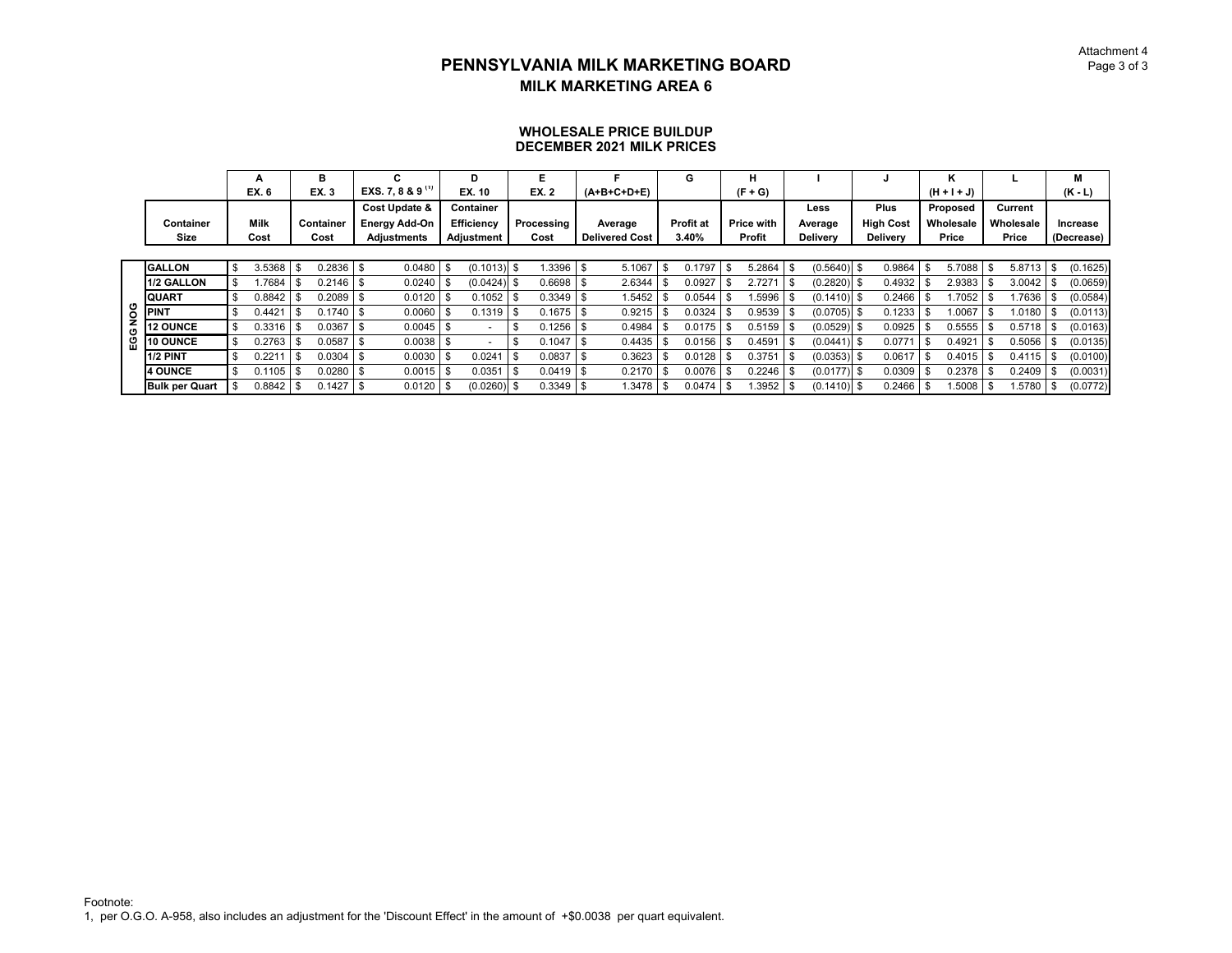# PENNSYLVANIA MILK MARKETING BOARD

## MILK MARKETING AREA 6

### WHOLESALE PRICE BUILDUP
### DECEMBER 2021 MILK PRICES

| | | A | B | C | D | E | F | G | H | I | J | K | L | M |
|---|---|---|---|---|---|---|---|---|---|---|---|---|---|---|
| | | EX. 6 | EX. 3 | EXS. 7, 8 & 9 [1] | EX. 10 | EX. 2 | (A+B+C+D+E) | | (F + G) | | | (H + I + J) | | (K - L) |
| | Container Size | Milk Cost | Container Cost | Cost Update & Energy Add-On Adjustments | Container Efficiency Adjustment | Processing Cost | Average Delivered Cost | Profit at 3.40% | Price with Profit | Less Average Delivery | Plus High Cost Delivery | Proposed Wholesale Price | Current Wholesale Price | Increase (Decrease) |
| EGG NOG | GALLON | $ 3.5368 | $ 0.2836 | $ 0.0480 | $ (0.1013) | $ 1.3396 | $ 5.1067 | $ 0.1797 | $ 5.2864 | $ (0.5640) | $ 0.9864 | $ 5.7088 | $ 5.8713 | $ (0.1625) |
| | 1/2 GALLON | $ 1.7684 | $ 0.2146 | $ 0.0240 | $ (0.0424) | $ 0.6698 | $ 2.6344 | $ 0.0927 | $ 2.7271 | $ (0.2820) | $ 0.4932 | $ 2.9383 | $ 3.0042 | $ (0.0659) |
| | QUART | $ 0.8842 | $ 0.2089 | $ 0.0120 | $ 0.1052 | $ 0.3349 | $ 1.5452 | $ 0.0544 | $ 1.5996 | $ (0.1410) | $ 0.2466 | $ 1.7052 | $ 1.7636 | $ (0.0584) |
| | PINT | $ 0.4421 | $ 0.1740 | $ 0.0060 | $ 0.1319 | $ 0.1675 | $ 0.9215 | $ 0.0324 | $ 0.9539 | $ (0.0705) | $ 0.1233 | $ 1.0067 | $ 1.0180 | $ (0.0113) |
| | 12 OUNCE | $ 0.3316 | $ 0.0367 | $ 0.0045 | $ - | $ 0.1256 | $ 0.4984 | $ 0.0175 | $ 0.5159 | $ (0.0529) | $ 0.0925 | $ 0.5555 | $ 0.5718 | $ (0.0163) |
| | 10 OUNCE | $ 0.2763 | $ 0.0587 | $ 0.0038 | $ - | $ 0.1047 | $ 0.4435 | $ 0.0156 | $ 0.4591 | $ (0.0441) | $ 0.0771 | $ 0.4921 | $ 0.5056 | $ (0.0135) |
| | 1/2 PINT | $ 0.2211 | $ 0.0304 | $ 0.0030 | $ 0.0241 | $ 0.0837 | $ 0.3623 | $ 0.0128 | $ 0.3751 | $ (0.0353) | $ 0.0617 | $ 0.4015 | $ 0.4115 | $ (0.0100) |
| | 4 OUNCE | $ 0.1105 | $ 0.0280 | $ 0.0015 | $ 0.0351 | $ 0.0419 | $ 0.2170 | $ 0.0076 | $ 0.2246 | $ (0.0177) | $ 0.0309 | $ 0.2378 | $ 0.2409 | $ (0.0031) |
| | Bulk per Quart | $ 0.8842 | $ 0.1427 | $ 0.0120 | $ (0.0260) | $ 0.3349 | $ 1.3478 | $ 0.0474 | $ 1.3952 | $ (0.1410) | $ 0.2466 | $ 1.5008 | $ 1.5780 | $ (0.0772) |

Footnote:
1, per O.G.O. A-958, also includes an adjustment for the 'Discount Effect' in the amount of +$0.0038 per quart equivalent.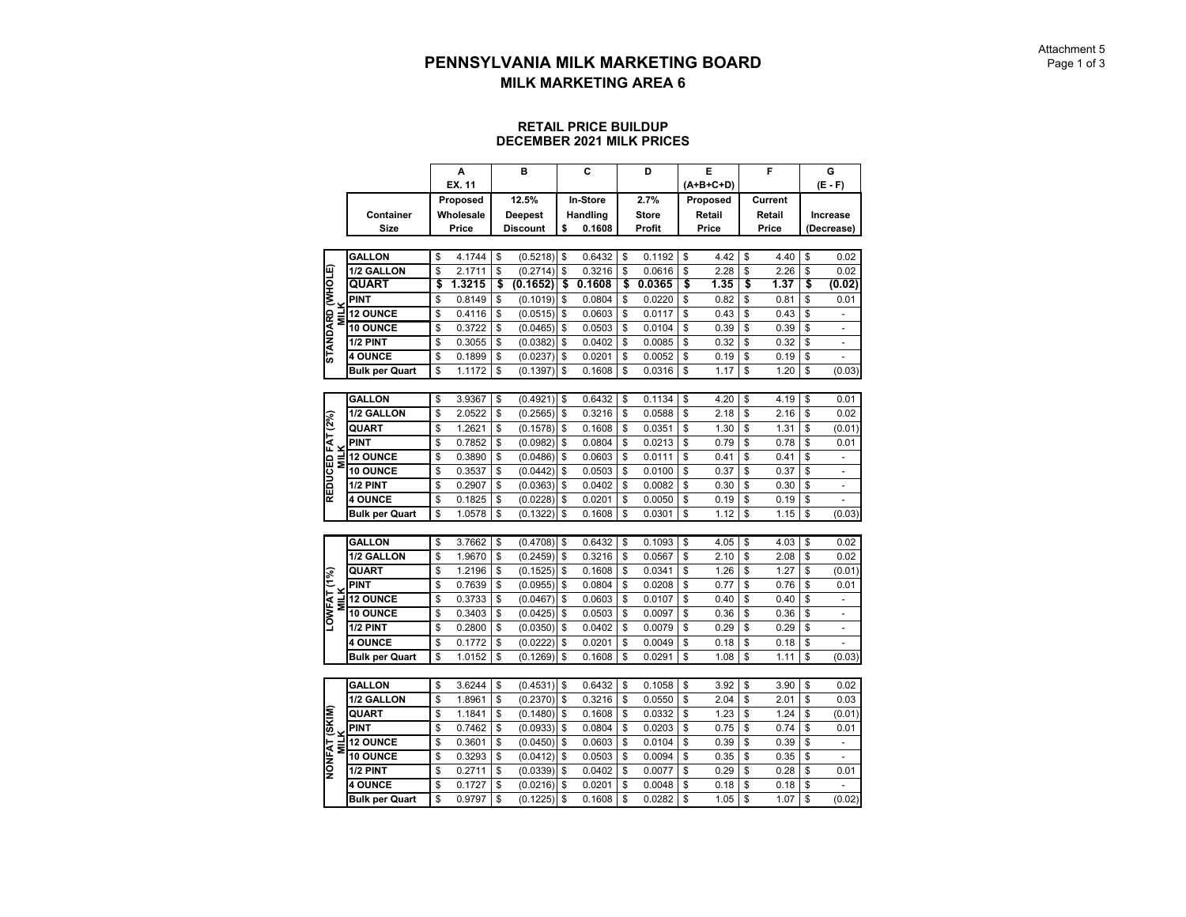Attachment 5

# PENNSYLVANIA MILK MARKETING BOARD

## MILK MARKETING AREA 6

### RETAIL PRICE BUILDUP
### DECEMBER 2021 MILK PRICES

| | Container Size | A<br>EX. 11<br>Proposed Wholesale Price | B<br>12.5% Deepest Discount | C<br>In-Store Handling $ 0.1608 | D<br>2.7% Store Profit | E<br>(A+B+C+D)<br>Proposed Retail Price | F<br>Current Retail Price | G<br>(E - F)<br>Increase (Decrease) |
|---|---|---|---|---|---|---|---|---|
| STANDARD (WHOLE) MILK | GALLON | $ 4.1744 | $ (0.5218) | $ 0.6432 | $ 0.1192 | $ 4.42 | $ 4.40 | $ 0.02 |
| | 1/2 GALLON | $ 2.1711 | $ (0.2714) | $ 0.3216 | $ 0.0616 | $ 2.28 | $ 2.26 | $ 0.02 |
| | **QUART** | **$ 1.3215** | **$ (0.1652)** | **$ 0.1608** | **$ 0.0365** | **$ 1.35** | **$ 1.37** | **$ (0.02)** |
| | PINT | $ 0.8149 | $ (0.1019) | $ 0.0804 | $ 0.0220 | $ 0.82 | $ 0.81 | $ 0.01 |
| | 12 OUNCE | $ 0.4116 | $ (0.0515) | $ 0.0603 | $ 0.0117 | $ 0.43 | $ 0.43 | $ - |
| | 10 OUNCE | $ 0.3722 | $ (0.0465) | $ 0.0503 | $ 0.0104 | $ 0.39 | $ 0.39 | $ - |
| | 1/2 PINT | $ 0.3055 | $ (0.0382) | $ 0.0402 | $ 0.0085 | $ 0.32 | $ 0.32 | $ - |
| | 4 OUNCE | $ 0.1899 | $ (0.0237) | $ 0.0201 | $ 0.0052 | $ 0.19 | $ 0.19 | $ - |
| | Bulk per Quart | $ 1.1172 | $ (0.1397) | $ 0.1608 | $ 0.0316 | $ 1.17 | $ 1.20 | $ (0.03) |
| REDUCED FAT (2%) MILK | GALLON | $ 3.9367 | $ (0.4921) | $ 0.6432 | $ 0.1134 | $ 4.20 | $ 4.19 | $ 0.01 |
| | 1/2 GALLON | $ 2.0522 | $ (0.2565) | $ 0.3216 | $ 0.0588 | $ 2.18 | $ 2.16 | $ 0.02 |
| | QUART | $ 1.2621 | $ (0.1578) | $ 0.1608 | $ 0.0351 | $ 1.30 | $ 1.31 | $ (0.01) |
| | PINT | $ 0.7852 | $ (0.0982) | $ 0.0804 | $ 0.0213 | $ 0.79 | $ 0.78 | $ 0.01 |
| | 12 OUNCE | $ 0.3890 | $ (0.0486) | $ 0.0603 | $ 0.0111 | $ 0.41 | $ 0.41 | $ - |
| | 10 OUNCE | $ 0.3537 | $ (0.0442) | $ 0.0503 | $ 0.0100 | $ 0.37 | $ 0.37 | $ - |
| | 1/2 PINT | $ 0.2907 | $ (0.0363) | $ 0.0402 | $ 0.0082 | $ 0.30 | $ 0.30 | $ - |
| | 4 OUNCE | $ 0.1825 | $ (0.0228) | $ 0.0201 | $ 0.0050 | $ 0.19 | $ 0.19 | $ - |
| | Bulk per Quart | $ 1.0578 | $ (0.1322) | $ 0.1608 | $ 0.0301 | $ 1.12 | $ 1.15 | $ (0.03) |
| LOWFAT (1%) MILK | GALLON | $ 3.7662 | $ (0.4708) | $ 0.6432 | $ 0.1093 | $ 4.05 | $ 4.03 | $ 0.02 |
| | 1/2 GALLON | $ 1.9670 | $ (0.2459) | $ 0.3216 | $ 0.0567 | $ 2.10 | $ 2.08 | $ 0.02 |
| | QUART | $ 1.2196 | $ (0.1525) | $ 0.1608 | $ 0.0341 | $ 1.26 | $ 1.27 | $ (0.01) |
| | PINT | $ 0.7639 | $ (0.0955) | $ 0.0804 | $ 0.0208 | $ 0.77 | $ 0.76 | $ 0.01 |
| | 12 OUNCE | $ 0.3733 | $ (0.0467) | $ 0.0603 | $ 0.0107 | $ 0.40 | $ 0.40 | $ - |
| | 10 OUNCE | $ 0.3403 | $ (0.0425) | $ 0.0503 | $ 0.0097 | $ 0.36 | $ 0.36 | $ - |
| | 1/2 PINT | $ 0.2800 | $ (0.0350) | $ 0.0402 | $ 0.0079 | $ 0.29 | $ 0.29 | $ - |
| | 4 OUNCE | $ 0.1772 | $ (0.0222) | $ 0.0201 | $ 0.0049 | $ 0.18 | $ 0.18 | $ - |
| | Bulk per Quart | $ 1.0152 | $ (0.1269) | $ 0.1608 | $ 0.0291 | $ 1.08 | $ 1.11 | $ (0.03) |
| NONFAT (SKIM) MILK | GALLON | $ 3.6244 | $ (0.4531) | $ 0.6432 | $ 0.1058 | $ 3.92 | $ 3.90 | $ 0.02 |
| | 1/2 GALLON | $ 1.8961 | $ (0.2370) | $ 0.3216 | $ 0.0550 | $ 2.04 | $ 2.01 | $ 0.03 |
| | QUART | $ 1.1841 | $ (0.1480) | $ 0.1608 | $ 0.0332 | $ 1.23 | $ 1.24 | $ (0.01) |
| | PINT | $ 0.7462 | $ (0.0933) | $ 0.0804 | $ 0.0203 | $ 0.75 | $ 0.74 | $ 0.01 |
| | 12 OUNCE | $ 0.3601 | $ (0.0450) | $ 0.0603 | $ 0.0104 | $ 0.39 | $ 0.39 | $ - |
| | 10 OUNCE | $ 0.3293 | $ (0.0412) | $ 0.0503 | $ 0.0094 | $ 0.35 | $ 0.35 | $ - |
| | 1/2 PINT | $ 0.2711 | $ (0.0339) | $ 0.0402 | $ 0.0077 | $ 0.29 | $ 0.28 | $ 0.01 |
| | 4 OUNCE | $ 0.1727 | $ (0.0216) | $ 0.0201 | $ 0.0048 | $ 0.18 | $ 0.18 | $ - |
| | Bulk per Quart | $ 0.9797 | $ (0.1225) | $ 0.1608 | $ 0.0282 | $ 1.05 | $ 1.07 | $ (0.02) |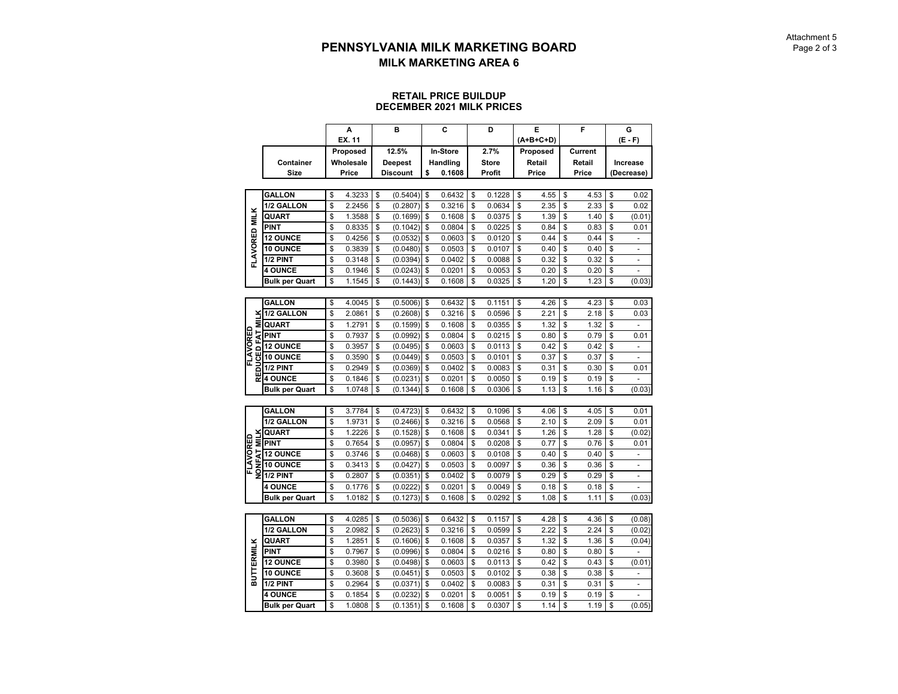# PENNSYLVANIA MILK MARKETING BOARD

## MILK MARKETING AREA 6

### RETAIL PRICE BUILDUP
### DECEMBER 2021 MILK PRICES

| | Container Size | A<br>EX. 11<br>Proposed Wholesale Price | B<br><br>12.5% Deepest Discount | C<br><br>In-Store Handling $ 0.1608 | D<br><br>2.7% Store Profit | E<br>(A+B+C+D)<br>Proposed Retail Price | F<br><br>Current Retail Price | G<br>(E - F)<br>Increase (Decrease) |
|---|---|---|---|---|---|---|---|---|
| FLAVORED MILK | GALLON | $ 4.3233 | $ (0.5404) | $ 0.6432 | $ 0.1228 | $ 4.55 | $ 4.53 | $ 0.02 |
| | 1/2 GALLON | $ 2.2456 | $ (0.2807) | $ 0.3216 | $ 0.0634 | $ 2.35 | $ 2.33 | $ 0.02 |
| | QUART | $ 1.3588 | $ (0.1699) | $ 0.1608 | $ 0.0375 | $ 1.39 | $ 1.40 | $ (0.01) |
| | PINT | $ 0.8335 | $ (0.1042) | $ 0.0804 | $ 0.0225 | $ 0.84 | $ 0.83 | $ 0.01 |
| | 12 OUNCE | $ 0.4256 | $ (0.0532) | $ 0.0603 | $ 0.0120 | $ 0.44 | $ 0.44 | $ - |
| | 10 OUNCE | $ 0.3839 | $ (0.0480) | $ 0.0503 | $ 0.0107 | $ 0.40 | $ 0.40 | $ - |
| | 1/2 PINT | $ 0.3148 | $ (0.0394) | $ 0.0402 | $ 0.0088 | $ 0.32 | $ 0.32 | $ - |
| | 4 OUNCE | $ 0.1946 | $ (0.0243) | $ 0.0201 | $ 0.0053 | $ 0.20 | $ 0.20 | $ - |
| | Bulk per Quart | $ 1.1545 | $ (0.1443) | $ 0.1608 | $ 0.0325 | $ 1.20 | $ 1.23 | $ (0.03) |
| FLAVORED REDUCED FAT MILK | GALLON | $ 4.0045 | $ (0.5006) | $ 0.6432 | $ 0.1151 | $ 4.26 | $ 4.23 | $ 0.03 |
| | 1/2 GALLON | $ 2.0861 | $ (0.2608) | $ 0.3216 | $ 0.0596 | $ 2.21 | $ 2.18 | $ 0.03 |
| | QUART | $ 1.2791 | $ (0.1599) | $ 0.1608 | $ 0.0355 | $ 1.32 | $ 1.32 | $ - |
| | PINT | $ 0.7937 | $ (0.0992) | $ 0.0804 | $ 0.0215 | $ 0.80 | $ 0.79 | $ 0.01 |
| | 12 OUNCE | $ 0.3957 | $ (0.0495) | $ 0.0603 | $ 0.0113 | $ 0.42 | $ 0.42 | $ - |
| | 10 OUNCE | $ 0.3590 | $ (0.0449) | $ 0.0503 | $ 0.0101 | $ 0.37 | $ 0.37 | $ - |
| | 1/2 PINT | $ 0.2949 | $ (0.0369) | $ 0.0402 | $ 0.0083 | $ 0.31 | $ 0.30 | $ 0.01 |
| | 4 OUNCE | $ 0.1846 | $ (0.0231) | $ 0.0201 | $ 0.0050 | $ 0.19 | $ 0.19 | $ - |
| | Bulk per Quart | $ 1.0748 | $ (0.1344) | $ 0.1608 | $ 0.0306 | $ 1.13 | $ 1.16 | $ (0.03) |
| FLAVORED NONFAT MILK | GALLON | $ 3.7784 | $ (0.4723) | $ 0.6432 | $ 0.1096 | $ 4.06 | $ 4.05 | $ 0.01 |
| | 1/2 GALLON | $ 1.9731 | $ (0.2466) | $ 0.3216 | $ 0.0568 | $ 2.10 | $ 2.09 | $ 0.01 |
| | QUART | $ 1.2226 | $ (0.1528) | $ 0.1608 | $ 0.0341 | $ 1.26 | $ 1.28 | $ (0.02) |
| | PINT | $ 0.7654 | $ (0.0957) | $ 0.0804 | $ 0.0208 | $ 0.77 | $ 0.76 | $ 0.01 |
| | 12 OUNCE | $ 0.3746 | $ (0.0468) | $ 0.0603 | $ 0.0108 | $ 0.40 | $ 0.40 | $ - |
| | 10 OUNCE | $ 0.3413 | $ (0.0427) | $ 0.0503 | $ 0.0097 | $ 0.36 | $ 0.36 | $ - |
| | 1/2 PINT | $ 0.2807 | $ (0.0351) | $ 0.0402 | $ 0.0079 | $ 0.29 | $ 0.29 | $ - |
| | 4 OUNCE | $ 0.1776 | $ (0.0222) | $ 0.0201 | $ 0.0049 | $ 0.18 | $ 0.18 | $ - |
| | Bulk per Quart | $ 1.0182 | $ (0.1273) | $ 0.1608 | $ 0.0292 | $ 1.08 | $ 1.11 | $ (0.03) |
| BUTTERMILK | GALLON | $ 4.0285 | $ (0.5036) | $ 0.6432 | $ 0.1157 | $ 4.28 | $ 4.36 | $ (0.08) |
| | 1/2 GALLON | $ 2.0982 | $ (0.2623) | $ 0.3216 | $ 0.0599 | $ 2.22 | $ 2.24 | $ (0.02) |
| | QUART | $ 1.2851 | $ (0.1606) | $ 0.1608 | $ 0.0357 | $ 1.32 | $ 1.36 | $ (0.04) |
| | PINT | $ 0.7967 | $ (0.0996) | $ 0.0804 | $ 0.0216 | $ 0.80 | $ 0.80 | $ - |
| | 12 OUNCE | $ 0.3980 | $ (0.0498) | $ 0.0603 | $ 0.0113 | $ 0.42 | $ 0.43 | $ (0.01) |
| | 10 OUNCE | $ 0.3608 | $ (0.0451) | $ 0.0503 | $ 0.0102 | $ 0.38 | $ 0.38 | $ - |
| | 1/2 PINT | $ 0.2964 | $ (0.0371) | $ 0.0402 | $ 0.0083 | $ 0.31 | $ 0.31 | $ - |
| | 4 OUNCE | $ 0.1854 | $ (0.0232) | $ 0.0201 | $ 0.0051 | $ 0.19 | $ 0.19 | $ - |
| | Bulk per Quart | $ 1.0808 | $ (0.1351) | $ 0.1608 | $ 0.0307 | $ 1.14 | $ 1.19 | $ (0.05) |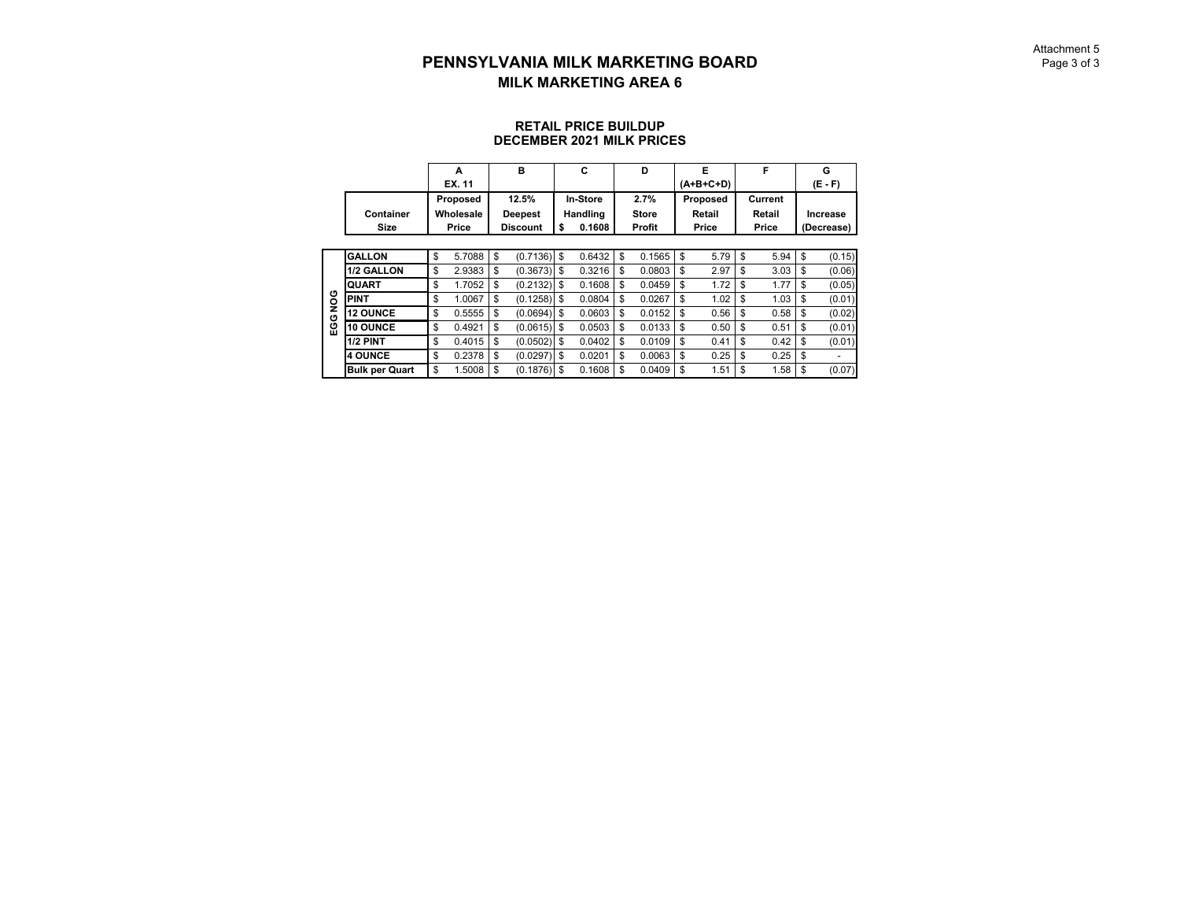# PENNSYLVANIA MILK MARKETING BOARD

## MILK MARKETING AREA 6

### RETAIL PRICE BUILDUP
### DECEMBER 2021 MILK PRICES

| | Container Size | A<br>EX. 11<br>Proposed Wholesale Price | B<br>12.5% Deepest Discount | C<br>In-Store Handling<br>$ 0.1608 | D<br>2.7% Store Profit | E<br>(A+B+C+D)<br>Proposed Retail Price | F<br>Current Retail Price | G<br>(E - F)<br>Increase (Decrease) |
|---|---|---|---|---|---|---|---|---|
| EGG NOG | GALLON | $ 5.7088 | $ (0.7136) | $ 0.6432 | $ 0.1565 | $ 5.79 | $ 5.94 | $ (0.15) |
| | 1/2 GALLON | $ 2.9383 | $ (0.3673) | $ 0.3216 | $ 0.0803 | $ 2.97 | $ 3.03 | $ (0.06) |
| | QUART | $ 1.7052 | $ (0.2132) | $ 0.1608 | $ 0.0459 | $ 1.72 | $ 1.77 | $ (0.05) |
| | PINT | $ 1.0067 | $ (0.1258) | $ 0.0804 | $ 0.0267 | $ 1.02 | $ 1.03 | $ (0.01) |
| | 12 OUNCE | $ 0.5555 | $ (0.0694) | $ 0.0603 | $ 0.0152 | $ 0.56 | $ 0.58 | $ (0.02) |
| | 10 OUNCE | $ 0.4921 | $ (0.0615) | $ 0.0503 | $ 0.0133 | $ 0.50 | $ 0.51 | $ (0.01) |
| | 1/2 PINT | $ 0.4015 | $ (0.0502) | $ 0.0402 | $ 0.0109 | $ 0.41 | $ 0.42 | $ (0.01) |
| | 4 OUNCE | $ 0.2378 | $ (0.0297) | $ 0.0201 | $ 0.0063 | $ 0.25 | $ 0.25 | $ - |
| | Bulk per Quart | $ 1.5008 | $ (0.1876) | $ 0.1608 | $ 0.0409 | $ 1.51 | $ 1.58 | $ (0.07) |